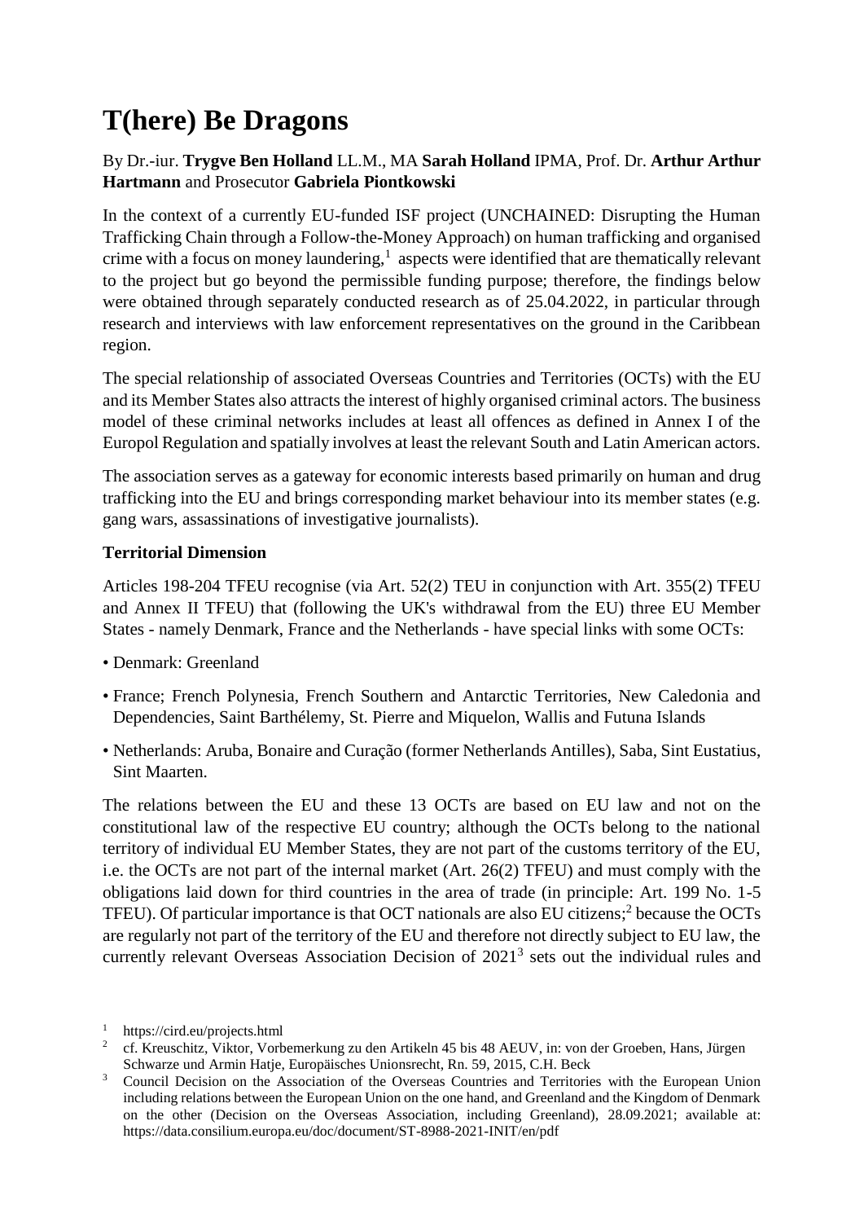# T(here) Be Dragons

By Dr.-iur. **Trygve Ben Holland** LL.M., MA **Sarah Holland** IPMA, Prof. Dr. **Arthur Arthur Hartmann** and Prosecutor **Gabriela Piontkowski**

In the context of a currently EU-funded ISF project (UNCHAINED: Disrupting the Human Trafficking Chain through a Follow-the-Money Approach) on human trafficking and organised crime with a focus on money laundering,[1] aspects were identified that are thematically relevant to the project but go beyond the permissible funding purpose; therefore, the findings below were obtained through separately conducted research as of 25.04.2022, in particular through research and interviews with law enforcement representatives on the ground in the Caribbean region.

The special relationship of associated Overseas Countries and Territories (OCTs) with the EU and its Member States also attracts the interest of highly organised criminal actors. The business model of these criminal networks includes at least all offences as defined in Annex I of the Europol Regulation and spatially involves at least the relevant South and Latin American actors.

The association serves as a gateway for economic interests based primarily on human and drug trafficking into the EU and brings corresponding market behaviour into its member states (e.g. gang wars, assassinations of investigative journalists).

**Territorial Dimension**

Articles 198-204 TFEU recognise (via Art. 52(2) TEU in conjunction with Art. 355(2) TFEU and Annex II TFEU) that (following the UK's withdrawal from the EU) three EU Member States - namely Denmark, France and the Netherlands - have special links with some OCTs:

- Denmark: Greenland
- France; French Polynesia, French Southern and Antarctic Territories, New Caledonia and Dependencies, Saint Barthélemy, St. Pierre and Miquelon, Wallis and Futuna Islands
- Netherlands: Aruba, Bonaire and Curação (former Netherlands Antilles), Saba, Sint Eustatius, Sint Maarten.

The relations between the EU and these 13 OCTs are based on EU law and not on the constitutional law of the respective EU country; although the OCTs belong to the national territory of individual EU Member States, they are not part of the customs territory of the EU, i.e. the OCTs are not part of the internal market (Art. 26(2) TFEU) and must comply with the obligations laid down for third countries in the area of trade (in principle: Art. 199 No. 1-5 TFEU). Of particular importance is that OCT nationals are also EU citizens;[2] because the OCTs are regularly not part of the territory of the EU and therefore not directly subject to EU law, the currently relevant Overseas Association Decision of 2021[3] sets out the individual rules and

[1] https://cird.eu/projects.html

[2] cf. Kreuschitz, Viktor, Vorbemerkung zu den Artikeln 45 bis 48 AEUV, in: von der Groeben, Hans, Jürgen Schwarze und Armin Hatje, Europäisches Unionsrecht, Rn. 59, 2015, C.H. Beck

[3] Council Decision on the Association of the Overseas Countries and Territories with the European Union including relations between the European Union on the one hand, and Greenland and the Kingdom of Denmark on the other (Decision on the Overseas Association, including Greenland), 28.09.2021; available at: https://data.consilium.europa.eu/doc/document/ST-8988-2021-INIT/en/pdf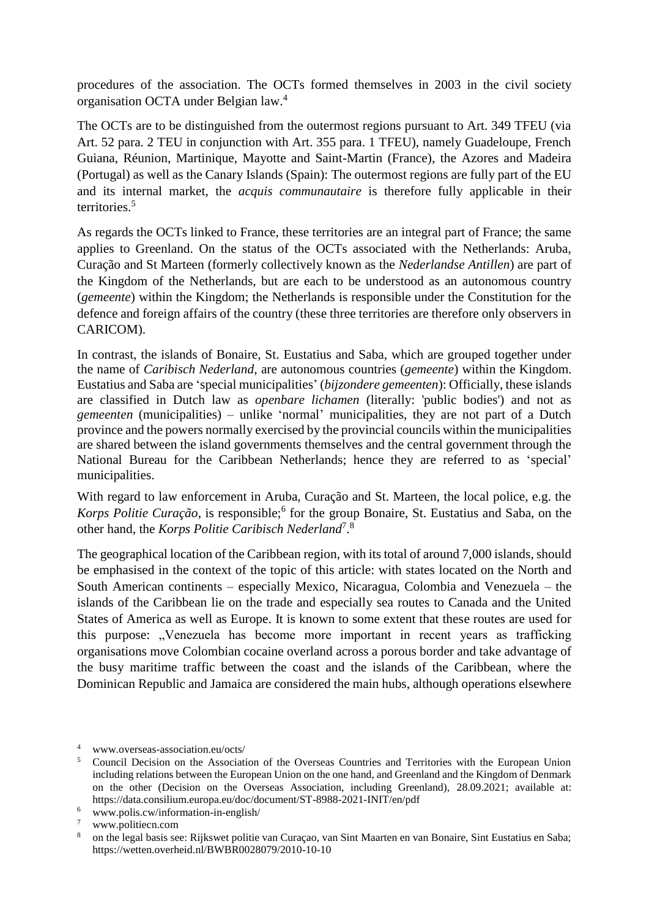procedures of the association. The OCTs formed themselves in 2003 in the civil society organisation OCTA under Belgian law.[4]

The OCTs are to be distinguished from the outermost regions pursuant to Art. 349 TFEU (via Art. 52 para. 2 TEU in conjunction with Art. 355 para. 1 TFEU), namely Guadeloupe, French Guiana, Réunion, Martinique, Mayotte and Saint-Martin (France), the Azores and Madeira (Portugal) as well as the Canary Islands (Spain): The outermost regions are fully part of the EU and its internal market, the *acquis communautaire* is therefore fully applicable in their territories.[5]

As regards the OCTs linked to France, these territories are an integral part of France; the same applies to Greenland. On the status of the OCTs associated with the Netherlands: Aruba, Curação and St Marteen (formerly collectively known as the *Nederlandse Antillen*) are part of the Kingdom of the Netherlands, but are each to be understood as an autonomous country (*gemeente*) within the Kingdom; the Netherlands is responsible under the Constitution for the defence and foreign affairs of the country (these three territories are therefore only observers in CARICOM).

In contrast, the islands of Bonaire, St. Eustatius and Saba, which are grouped together under the name of *Caribisch Nederland*, are autonomous countries (*gemeente*) within the Kingdom. Eustatius and Saba are 'special municipalities' (*bijzondere gemeenten*): Officially, these islands are classified in Dutch law as *openbare lichamen* (literally: 'public bodies') and not as *gemeenten* (municipalities) – unlike 'normal' municipalities, they are not part of a Dutch province and the powers normally exercised by the provincial councils within the municipalities are shared between the island governments themselves and the central government through the National Bureau for the Caribbean Netherlands; hence they are referred to as 'special' municipalities.

With regard to law enforcement in Aruba, Curação and St. Marteen, the local police, e.g. the *Korps Politie Curação*, is responsible;[6] for the group Bonaire, St. Eustatius and Saba, on the other hand, the *Korps Politie Caribisch Nederland*[7].[8]

The geographical location of the Caribbean region, with its total of around 7,000 islands, should be emphasised in the context of the topic of this article: with states located on the North and South American continents – especially Mexico, Nicaragua, Colombia and Venezuela – the islands of the Caribbean lie on the trade and especially sea routes to Canada and the United States of America as well as Europe. It is known to some extent that these routes are used for this purpose: „Venezuela has become more important in recent years as trafficking organisations move Colombian cocaine overland across a porous border and take advantage of the busy maritime traffic between the coast and the islands of the Caribbean, where the Dominican Republic and Jamaica are considered the main hubs, although operations elsewhere

---

[4] www.overseas-association.eu/octs/

[5] Council Decision on the Association of the Overseas Countries and Territories with the European Union including relations between the European Union on the one hand, and Greenland and the Kingdom of Denmark on the other (Decision on the Overseas Association, including Greenland), 28.09.2021; available at: https://data.consilium.europa.eu/doc/document/ST-8988-2021-INIT/en/pdf

[6] www.polis.cw/information-in-english/

[7] www.politiecn.com

[8] on the legal basis see: Rijkswet politie van Curaçao, van Sint Maarten en van Bonaire, Sint Eustatius en Saba; https://wetten.overheid.nl/BWBR0028079/2010-10-10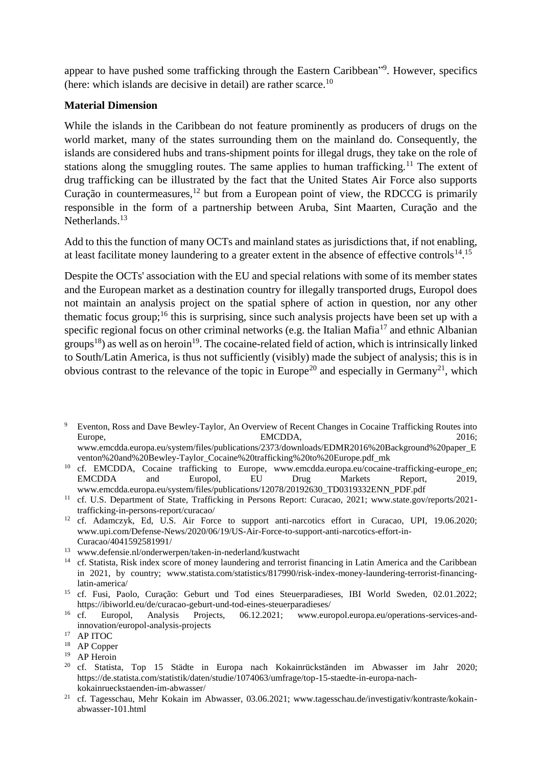appear to have pushed some trafficking through the Eastern Caribbean"[9]. However, specifics (here: which islands are decisive in detail) are rather scarce.[10]

**Material Dimension**

While the islands in the Caribbean do not feature prominently as producers of drugs on the world market, many of the states surrounding them on the mainland do. Consequently, the islands are considered hubs and trans-shipment points for illegal drugs, they take on the role of stations along the smuggling routes. The same applies to human trafficking.[11] The extent of drug trafficking can be illustrated by the fact that the United States Air Force also supports Curação in countermeasures,[12] but from a European point of view, the RDCCG is primarily responsible in the form of a partnership between Aruba, Sint Maarten, Curaçao and the Netherlands.[13]

Add to this the function of many OCTs and mainland states as jurisdictions that, if not enabling, at least facilitate money laundering to a greater extent in the absence of effective controls[14].[15]

Despite the OCTs' association with the EU and special relations with some of its member states and the European market as a destination country for illegally transported drugs, Europol does not maintain an analysis project on the spatial sphere of action in question, nor any other thematic focus group;[16] this is surprising, since such analysis projects have been set up with a specific regional focus on other criminal networks (e.g. the Italian Mafia[17] and ethnic Albanian groups[18]) as well as on heroin[19]. The cocaine-related field of action, which is intrinsically linked to South/Latin America, is thus not sufficiently (visibly) made the subject of analysis; this is in obvious contrast to the relevance of the topic in Europe[20] and especially in Germany[21], which

---

[9] Eventon, Ross and Dave Bewley-Taylor, An Overview of Recent Changes in Cocaine Trafficking Routes into Europe, EMCDDA, 2016; www.emcdda.europa.eu/system/files/publications/2373/downloads/EDMR2016%20Background%20paper_Eventon%20and%20Bewley-Taylor_Cocaine%20trafficking%20to%20Europe.pdf_mk

[10] cf. EMCDDA, Cocaine trafficking to Europe, www.emcdda.europa.eu/cocaine-trafficking-europe_en; EMCDDA and Europol, EU Drug Markets Report, 2019, www.emcdda.europa.eu/system/files/publications/12078/20192630_TD0319332ENN_PDF.pdf

[11] cf. U.S. Department of State, Trafficking in Persons Report: Curacao, 2021; www.state.gov/reports/2021-trafficking-in-persons-report/curacao/

[12] cf. Adamczyk, Ed, U.S. Air Force to support anti-narcotics effort in Curacao, UPI, 19.06.2020; www.upi.com/Defense-News/2020/06/19/US-Air-Force-to-support-anti-narcotics-effort-in-Curacao/4041592581991/

[13] www.defensie.nl/onderwerpen/taken-in-nederland/kustwacht

[14] cf. Statista, Risk index score of money laundering and terrorist financing in Latin America and the Caribbean in 2021, by country; www.statista.com/statistics/817990/risk-index-money-laundering-terrorist-financing-latin-america/

[15] cf. Fusi, Paolo, Curação: Geburt und Tod eines Steuerparadieses, IBI World Sweden, 02.01.2022; https://ibiworld.eu/de/curacao-geburt-und-tod-eines-steuerparadieses/

[16] cf. Europol, Analysis Projects, 06.12.2021; www.europol.europa.eu/operations-services-and-innovation/europol-analysis-projects

[17] AP ITOC

[18] AP Copper

[19] AP Heroin

[20] cf. Statista, Top 15 Städte in Europa nach Kokainrückständen im Abwasser im Jahr 2020; https://de.statista.com/statistik/daten/studie/1074063/umfrage/top-15-staedte-in-europa-nach-kokainrueckstaenden-im-abwasser/

[21] cf. Tagesschau, Mehr Kokain im Abwasser, 03.06.2021; www.tagesschau.de/investigativ/kontraste/kokain-abwasser-101.html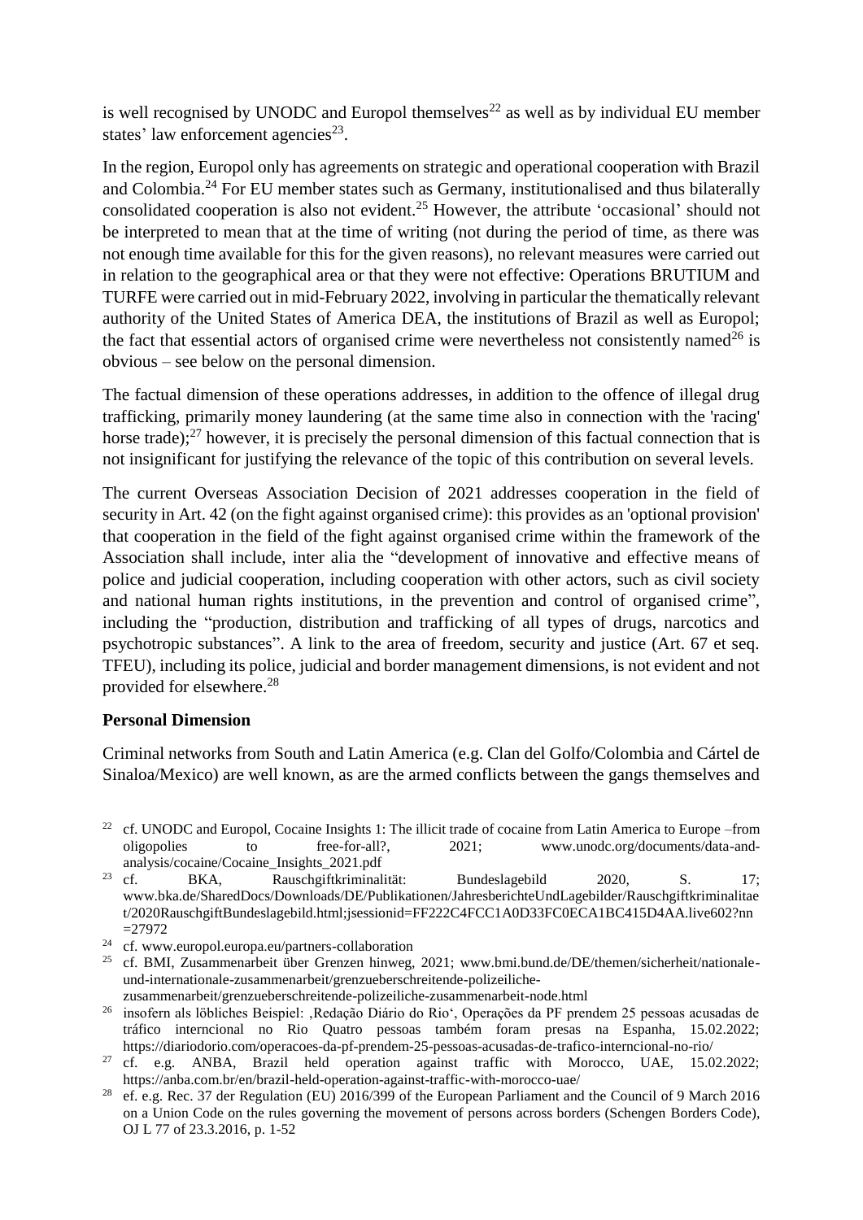is well recognised by UNODC and Europol themselves[22] as well as by individual EU member states' law enforcement agencies[23].

In the region, Europol only has agreements on strategic and operational cooperation with Brazil and Colombia.[24] For EU member states such as Germany, institutionalised and thus bilaterally consolidated cooperation is also not evident.[25] However, the attribute 'occasional' should not be interpreted to mean that at the time of writing (not during the period of time, as there was not enough time available for this for the given reasons), no relevant measures were carried out in relation to the geographical area or that they were not effective: Operations BRUTIUM and TURFE were carried out in mid-February 2022, involving in particular the thematically relevant authority of the United States of America DEA, the institutions of Brazil as well as Europol; the fact that essential actors of organised crime were nevertheless not consistently named[26] is obvious – see below on the personal dimension.

The factual dimension of these operations addresses, in addition to the offence of illegal drug trafficking, primarily money laundering (at the same time also in connection with the 'racing' horse trade);[27] however, it is precisely the personal dimension of this factual connection that is not insignificant for justifying the relevance of the topic of this contribution on several levels.

The current Overseas Association Decision of 2021 addresses cooperation in the field of security in Art. 42 (on the fight against organised crime): this provides as an 'optional provision' that cooperation in the field of the fight against organised crime within the framework of the Association shall include, inter alia the "development of innovative and effective means of police and judicial cooperation, including cooperation with other actors, such as civil society and national human rights institutions, in the prevention and control of organised crime", including the "production, distribution and trafficking of all types of drugs, narcotics and psychotropic substances". A link to the area of freedom, security and justice (Art. 67 et seq. TFEU), including its police, judicial and border management dimensions, is not evident and not provided for elsewhere.[28]

**Personal Dimension**

Criminal networks from South and Latin America (e.g. Clan del Golfo/Colombia and Cártel de Sinaloa/Mexico) are well known, as are the armed conflicts between the gangs themselves and

---

[22] cf. UNODC and Europol, Cocaine Insights 1: The illicit trade of cocaine from Latin America to Europe –from oligopolies to free-for-all?, 2021; www.unodc.org/documents/data-and-analysis/cocaine/Cocaine_Insights_2021.pdf

[23] cf. BKA, Rauschgiftkriminalität: Bundeslagebild 2020, S. 17; www.bka.de/SharedDocs/Downloads/DE/Publikationen/JahresberichteUndLagebilder/Rauschgiftkriminalitaet/2020RauschgiftBundeslagebild.html;jsessionid=FF222C4FCC1A0D33FC0ECA1BC415D4AA.live602?nn=27972

[24] cf. www.europol.europa.eu/partners-collaboration

[25] cf. BMI, Zusammenarbeit über Grenzen hinweg, 2021; www.bmi.bund.de/DE/themen/sicherheit/nationale-und-internationale-zusammenarbeit/grenzueberschreitende-polizeiliche-zusammenarbeit/grenzueberschreitende-polizeiliche-zusammenarbeit-node.html

[26] insofern als löbliches Beispiel: ‚Redação Diário do Rio', Operações da PF prendem 25 pessoas acusadas de tráfico interncional no Rio Quatro pessoas também foram presas na Espanha, 15.02.2022; https://diariodorio.com/operacoes-da-pf-prendem-25-pessoas-acusadas-de-trafico-interncional-no-rio/

[27] cf. e.g. ANBA, Brazil held operation against traffic with Morocco, UAE, 15.02.2022; https://anba.com.br/en/brazil-held-operation-against-traffic-with-morocco-uae/

[28] ef. e.g. Rec. 37 der Regulation (EU) 2016/399 of the European Parliament and the Council of 9 March 2016 on a Union Code on the rules governing the movement of persons across borders (Schengen Borders Code), OJ L 77 of 23.3.2016, p. 1-52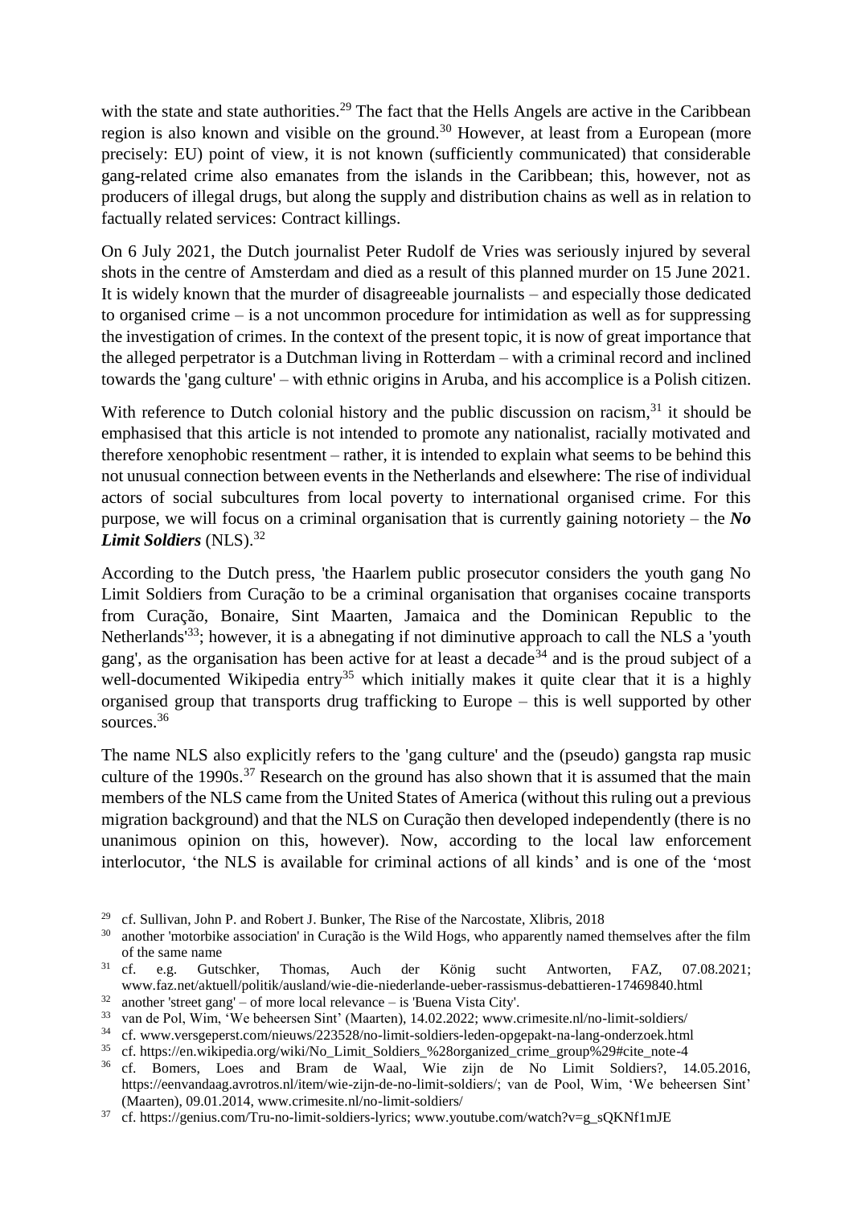with the state and state authorities.[29] The fact that the Hells Angels are active in the Caribbean region is also known and visible on the ground.[30] However, at least from a European (more precisely: EU) point of view, it is not known (sufficiently communicated) that considerable gang-related crime also emanates from the islands in the Caribbean; this, however, not as producers of illegal drugs, but along the supply and distribution chains as well as in relation to factually related services: Contract killings.

On 6 July 2021, the Dutch journalist Peter Rudolf de Vries was seriously injured by several shots in the centre of Amsterdam and died as a result of this planned murder on 15 June 2021. It is widely known that the murder of disagreeable journalists – and especially those dedicated to organised crime – is a not uncommon procedure for intimidation as well as for suppressing the investigation of crimes. In the context of the present topic, it is now of great importance that the alleged perpetrator is a Dutchman living in Rotterdam – with a criminal record and inclined towards the 'gang culture' – with ethnic origins in Aruba, and his accomplice is a Polish citizen.

With reference to Dutch colonial history and the public discussion on racism,[31] it should be emphasised that this article is not intended to promote any nationalist, racially motivated and therefore xenophobic resentment – rather, it is intended to explain what seems to be behind this not unusual connection between events in the Netherlands and elsewhere: The rise of individual actors of social subcultures from local poverty to international organised crime. For this purpose, we will focus on a criminal organisation that is currently gaining notoriety – the ***No Limit Soldiers*** (NLS).[32]

According to the Dutch press, 'the Haarlem public prosecutor considers the youth gang No Limit Soldiers from Curação to be a criminal organisation that organises cocaine transports from Curação, Bonaire, Sint Maarten, Jamaica and the Dominican Republic to the Netherlands'[33]; however, it is a abnegating if not diminutive approach to call the NLS a 'youth gang', as the organisation has been active for at least a decade[34] and is the proud subject of a well-documented Wikipedia entry[35] which initially makes it quite clear that it is a highly organised group that transports drug trafficking to Europe – this is well supported by other sources.[36]

The name NLS also explicitly refers to the 'gang culture' and the (pseudo) gangsta rap music culture of the 1990s.[37] Research on the ground has also shown that it is assumed that the main members of the NLS came from the United States of America (without this ruling out a previous migration background) and that the NLS on Curação then developed independently (there is no unanimous opinion on this, however). Now, according to the local law enforcement interlocutor, 'the NLS is available for criminal actions of all kinds' and is one of the 'most

---

[29] cf. Sullivan, John P. and Robert J. Bunker, The Rise of the Narcostate, Xlibris, 2018

[30] another 'motorbike association' in Curação is the Wild Hogs, who apparently named themselves after the film of the same name

[31] cf. e.g. Gutschker, Thomas, Auch der König sucht Antworten, FAZ, 07.08.2021; www.faz.net/aktuell/politik/ausland/wie-die-niederlande-ueber-rassismus-debattieren-17469840.html

[32] another 'street gang' – of more local relevance – is 'Buena Vista City'.

[33] van de Pol, Wim, 'We beheersen Sint' (Maarten), 14.02.2022; www.crimesite.nl/no-limit-soldiers/

[34] cf. www.versgeperst.com/nieuws/223528/no-limit-soldiers-leden-opgepakt-na-lang-onderzoek.html

[35] cf. https://en.wikipedia.org/wiki/No_Limit_Soldiers_%28organized_crime_group%29#cite_note-4

[36] cf. Bomers, Loes and Bram de Waal, Wie zijn de No Limit Soldiers?, 14.05.2016, https://eenvandaag.avrotros.nl/item/wie-zijn-de-no-limit-soldiers/; van de Pool, Wim, 'We beheersen Sint' (Maarten), 09.01.2014, www.crimesite.nl/no-limit-soldiers/

[37] cf. https://genius.com/Tru-no-limit-soldiers-lyrics; www.youtube.com/watch?v=g_sQKNf1mJE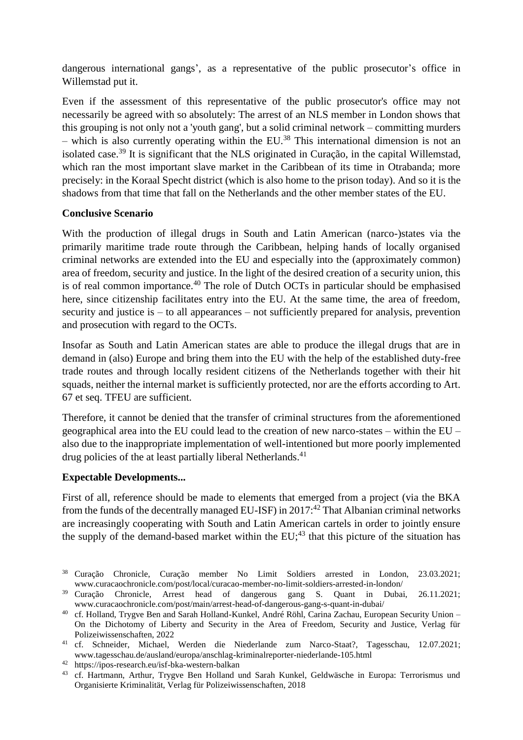dangerous international gangs', as a representative of the public prosecutor's office in Willemstad put it.

Even if the assessment of this representative of the public prosecutor's office may not necessarily be agreed with so absolutely: The arrest of an NLS member in London shows that this grouping is not only not a 'youth gang', but a solid criminal network – committing murders – which is also currently operating within the EU.[38] This international dimension is not an isolated case.[39] It is significant that the NLS originated in Curaçao, in the capital Willemstad, which ran the most important slave market in the Caribbean of its time in Otrabanda; more precisely: in the Koraal Specht district (which is also home to the prison today). And so it is the shadows from that time that fall on the Netherlands and the other member states of the EU.

**Conclusive Scenario**

With the production of illegal drugs in South and Latin American (narco-)states via the primarily maritime trade route through the Caribbean, helping hands of locally organised criminal networks are extended into the EU and especially into the (approximately common) area of freedom, security and justice. In the light of the desired creation of a security union, this is of real common importance.[40] The role of Dutch OCTs in particular should be emphasised here, since citizenship facilitates entry into the EU. At the same time, the area of freedom, security and justice is – to all appearances – not sufficiently prepared for analysis, prevention and prosecution with regard to the OCTs.

Insofar as South and Latin American states are able to produce the illegal drugs that are in demand in (also) Europe and bring them into the EU with the help of the established duty-free trade routes and through locally resident citizens of the Netherlands together with their hit squads, neither the internal market is sufficiently protected, nor are the efforts according to Art. 67 et seq. TFEU are sufficient.

Therefore, it cannot be denied that the transfer of criminal structures from the aforementioned geographical area into the EU could lead to the creation of new narco-states – within the EU – also due to the inappropriate implementation of well-intentioned but more poorly implemented drug policies of the at least partially liberal Netherlands.[41]

**Expectable Developments...**

First of all, reference should be made to elements that emerged from a project (via the BKA from the funds of the decentrally managed EU-ISF) in 2017:[42] That Albanian criminal networks are increasingly cooperating with South and Latin American cartels in order to jointly ensure the supply of the demand-based market within the EU;[43] that this picture of the situation has

---

[38] Curação Chronicle, Curação member No Limit Soldiers arrested in London, 23.03.2021; www.curacaochronicle.com/post/local/curacao-member-no-limit-soldiers-arrested-in-london/

[39] Curação Chronicle, Arrest head of dangerous gang S. Quant in Dubai, 26.11.2021; www.curacaochronicle.com/post/main/arrest-head-of-dangerous-gang-s-quant-in-dubai/

[40] cf. Holland, Trygve Ben and Sarah Holland-Kunkel, André Röhl, Carina Zachau, European Security Union – On the Dichotomy of Liberty and Security in the Area of Freedom, Security and Justice, Verlag für Polizeiwissenschaften, 2022

[41] cf. Schneider, Michael, Werden die Niederlande zum Narco-Staat?, Tagesschau, 12.07.2021; www.tagesschau.de/ausland/europa/anschlag-kriminalreporter-niederlande-105.html

[42] https://ipos-research.eu/isf-bka-western-balkan

[43] cf. Hartmann, Arthur, Trygve Ben Holland und Sarah Kunkel, Geldwäsche in Europa: Terrorismus und Organisierte Kriminalität, Verlag für Polizeiwissenschaften, 2018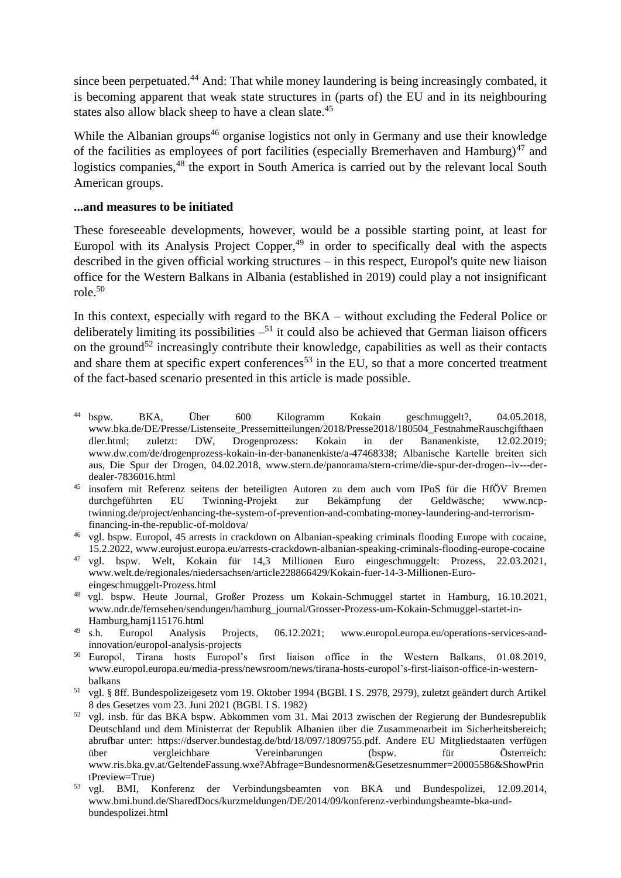since been perpetuated.[44] And: That while money laundering is being increasingly combated, it is becoming apparent that weak state structures in (parts of) the EU and in its neighbouring states also allow black sheep to have a clean slate.[45]

While the Albanian groups[46] organise logistics not only in Germany and use their knowledge of the facilities as employees of port facilities (especially Bremerhaven and Hamburg)[47] and logistics companies,[48] the export in South America is carried out by the relevant local South American groups.

**...and measures to be initiated**

These foreseeable developments, however, would be a possible starting point, at least for Europol with its Analysis Project Copper,[49] in order to specifically deal with the aspects described in the given official working structures – in this respect, Europol's quite new liaison office for the Western Balkans in Albania (established in 2019) could play a not insignificant role.[50]

In this context, especially with regard to the BKA – without excluding the Federal Police or deliberately limiting its possibilities –[51] it could also be achieved that German liaison officers on the ground[52] increasingly contribute their knowledge, capabilities as well as their contacts and share them at specific expert conferences[53] in the EU, so that a more concerted treatment of the fact-based scenario presented in this article is made possible.

---

[44] bspw. BKA, Über 600 Kilogramm Kokain geschmuggelt?, 04.05.2018, www.bka.de/DE/Presse/Listenseite_Pressemitteilungen/2018/Presse2018/180504_FestnahmeRauschgifthaendler.html; zuletzt: DW, Drogenprozess: Kokain in der Bananenkiste, 12.02.2019; www.dw.com/de/drogenprozess-kokain-in-der-bananenkiste/a-47468338; Albanische Kartelle breiten sich aus, Die Spur der Drogen, 04.02.2018, www.stern.de/panorama/stern-crime/die-spur-der-drogen--iv---der-dealer-7836016.html

[45] insofern mit Referenz seitens der beteiligten Autoren zu dem auch vom IPoS für die HfÖV Bremen durchgeführten EU Twinning-Projekt zur Bekämpfung der Geldwäsche; www.ncp-twinning.de/project/enhancing-the-system-of-prevention-and-combating-money-laundering-and-terrorism-financing-in-the-republic-of-moldova/

[46] vgl. bspw. Europol, 45 arrests in crackdown on Albanian-speaking criminals flooding Europe with cocaine, 15.2.2022, www.eurojust.europa.eu/arrests-crackdown-albanian-speaking-criminals-flooding-europe-cocaine

[47] vgl. bspw. Welt, Kokain für 14,3 Millionen Euro eingeschmuggelt: Prozess, 22.03.2021, www.welt.de/regionales/niedersachsen/article228866429/Kokain-fuer-14-3-Millionen-Euro-eingeschmuggelt-Prozess.html

[48] vgl. bspw. Heute Journal, Großer Prozess um Kokain-Schmuggel startet in Hamburg, 16.10.2021, www.ndr.de/fernsehen/sendungen/hamburg_journal/Grosser-Prozess-um-Kokain-Schmuggel-startet-in-Hamburg,hamj115176.html

[49] s.h. Europol Analysis Projects, 06.12.2021; www.europol.europa.eu/operations-services-and-innovation/europol-analysis-projects

[50] Europol, Tirana hosts Europol's first liaison office in the Western Balkans, 01.08.2019, www.europol.europa.eu/media-press/newsroom/news/tirana-hosts-europol's-first-liaison-office-in-western-balkans

[51] vgl. § 8ff. Bundespolizeigesetz vom 19. Oktober 1994 (BGBl. I S. 2978, 2979), zuletzt geändert durch Artikel 8 des Gesetzes vom 23. Juni 2021 (BGBl. I S. 1982)

[52] vgl. insb. für das BKA bspw. Abkommen vom 31. Mai 2013 zwischen der Regierung der Bundesrepublik Deutschland und dem Ministerrat der Republik Albanien über die Zusammenarbeit im Sicherheitsbereich; abrufbar unter: https://dserver.bundestag.de/btd/18/097/1809755.pdf. Andere EU Mitgliedstaaten verfügen über vergleichbare Vereinbarungen (bspw. für Österreich: www.ris.bka.gv.at/GeltendeFassung.wxe?Abfrage=Bundesnormen&Gesetzesnummer=20005586&ShowPrintPreview=True)

[53] vgl. BMI, Konferenz der Verbindungsbeamten von BKA und Bundespolizei, 12.09.2014, www.bmi.bund.de/SharedDocs/kurzmeldungen/DE/2014/09/konferenz-verbindungsbeamte-bka-und-bundespolizei.html